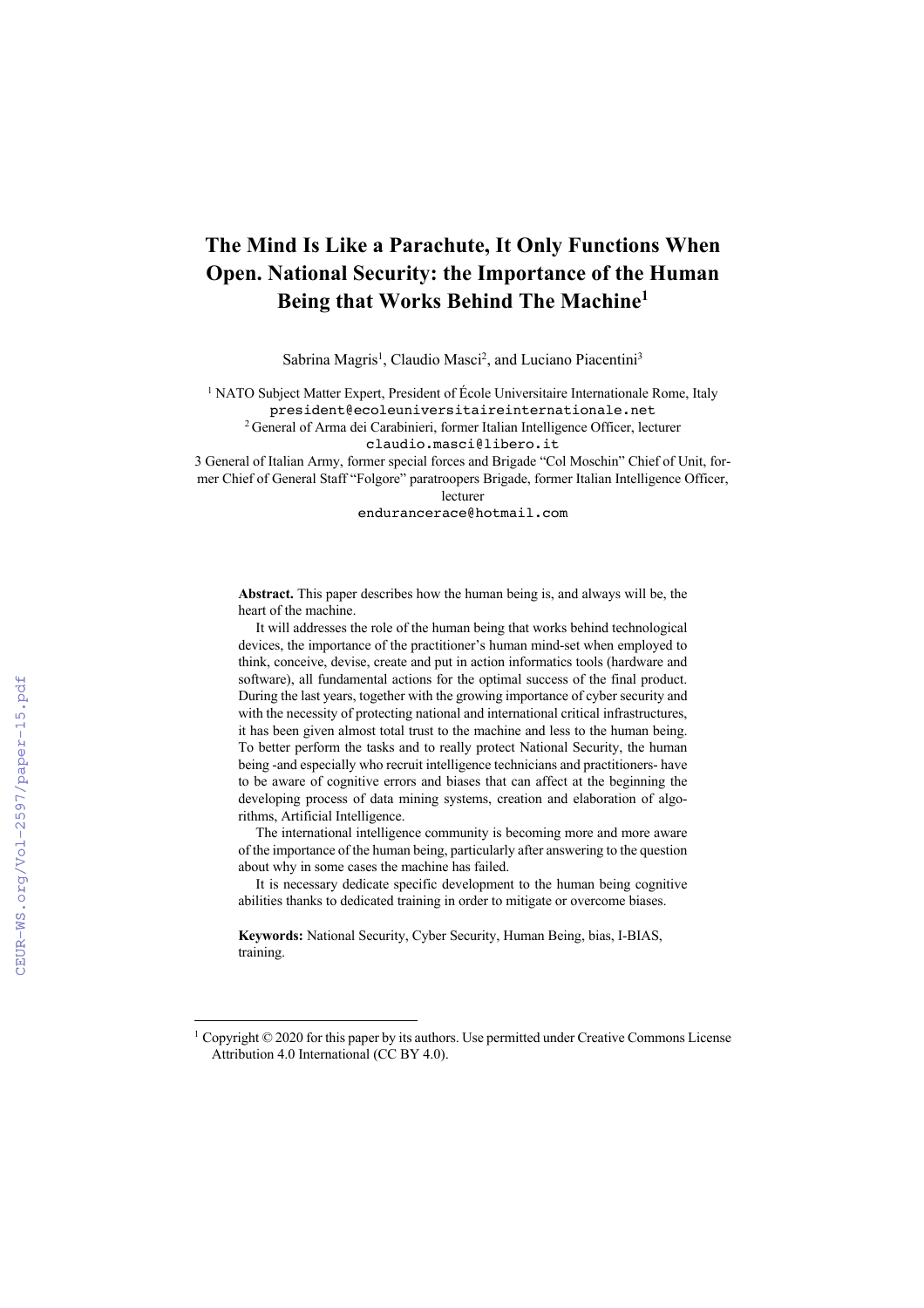# The Mind Is Like a Parachute, It Only Functions When Open. National Security: the Importance of the Human Being that Works Behind The Machine[1]

Sabrina Magris[1], Claudio Masci[2], and Luciano Piacentini[3]

[1] NATO Subject Matter Expert, President of École Universitaire Internationale Rome, Italy
president@ecoleuniversitaireinternationale.net

[2] General of Arma dei Carabinieri, former Italian Intelligence Officer, lecturer
claudio.masci@libero.it

3 General of Italian Army, former special forces and Brigade "Col Moschin" Chief of Unit, former Chief of General Staff "Folgore" paratroopers Brigade, former Italian Intelligence Officer, lecturer
endurancerace@hotmail.com

**Abstract.** This paper describes how the human being is, and always will be, the heart of the machine.

It will addresses the role of the human being that works behind technological devices, the importance of the practitioner's human mind-set when employed to think, conceive, devise, create and put in action informatics tools (hardware and software), all fundamental actions for the optimal success of the final product. During the last years, together with the growing importance of cyber security and with the necessity of protecting national and international critical infrastructures, it has been given almost total trust to the machine and less to the human being. To better perform the tasks and to really protect National Security, the human being -and especially who recruit intelligence technicians and practitioners- have to be aware of cognitive errors and biases that can affect at the beginning the developing process of data mining systems, creation and elaboration of algorithms, Artificial Intelligence.

The international intelligence community is becoming more and more aware of the importance of the human being, particularly after answering to the question about why in some cases the machine has failed.

It is necessary dedicate specific development to the human being cognitive abilities thanks to dedicated training in order to mitigate or overcome biases.

**Keywords:** National Security, Cyber Security, Human Being, bias, I-BIAS, training.

---

[1] Copyright © 2020 for this paper by its authors. Use permitted under Creative Commons License Attribution 4.0 International (CC BY 4.0).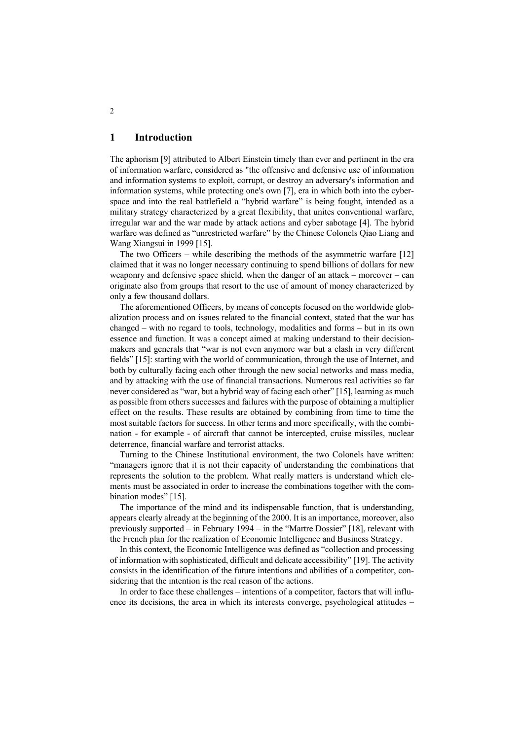# 1 Introduction

The aphorism [9] attributed to Albert Einstein timely than ever and pertinent in the era of information warfare, considered as "the offensive and defensive use of information and information systems to exploit, corrupt, or destroy an adversary's information and information systems, while protecting one's own [7], era in which both into the cyberspace and into the real battlefield a "hybrid warfare" is being fought, intended as a military strategy characterized by a great flexibility, that unites conventional warfare, irregular war and the war made by attack actions and cyber sabotage [4]. The hybrid warfare was defined as "unrestricted warfare" by the Chinese Colonels Qiao Liang and Wang Xiangsui in 1999 [15].

The two Officers – while describing the methods of the asymmetric warfare [12] claimed that it was no longer necessary continuing to spend billions of dollars for new weaponry and defensive space shield, when the danger of an attack – moreover – can originate also from groups that resort to the use of amount of money characterized by only a few thousand dollars.

The aforementioned Officers, by means of concepts focused on the worldwide globalization process and on issues related to the financial context, stated that the war has changed – with no regard to tools, technology, modalities and forms – but in its own essence and function. It was a concept aimed at making understand to their decision-makers and generals that "war is not even anymore war but a clash in very different fields" [15]: starting with the world of communication, through the use of Internet, and both by culturally facing each other through the new social networks and mass media, and by attacking with the use of financial transactions. Numerous real activities so far never considered as "war, but a hybrid way of facing each other" [15], learning as much as possible from others successes and failures with the purpose of obtaining a multiplier effect on the results. These results are obtained by combining from time to time the most suitable factors for success. In other terms and more specifically, with the combination - for example - of aircraft that cannot be intercepted, cruise missiles, nuclear deterrence, financial warfare and terrorist attacks.

Turning to the Chinese Institutional environment, the two Colonels have written: "managers ignore that it is not their capacity of understanding the combinations that represents the solution to the problem. What really matters is understand which elements must be associated in order to increase the combinations together with the combination modes" [15].

The importance of the mind and its indispensable function, that is understanding, appears clearly already at the beginning of the 2000. It is an importance, moreover, also previously supported – in February 1994 – in the "Martre Dossier" [18], relevant with the French plan for the realization of Economic Intelligence and Business Strategy.

In this context, the Economic Intelligence was defined as "collection and processing of information with sophisticated, difficult and delicate accessibility" [19]. The activity consists in the identification of the future intentions and abilities of a competitor, considering that the intention is the real reason of the actions.

In order to face these challenges – intentions of a competitor, factors that will influence its decisions, the area in which its interests converge, psychological attitudes –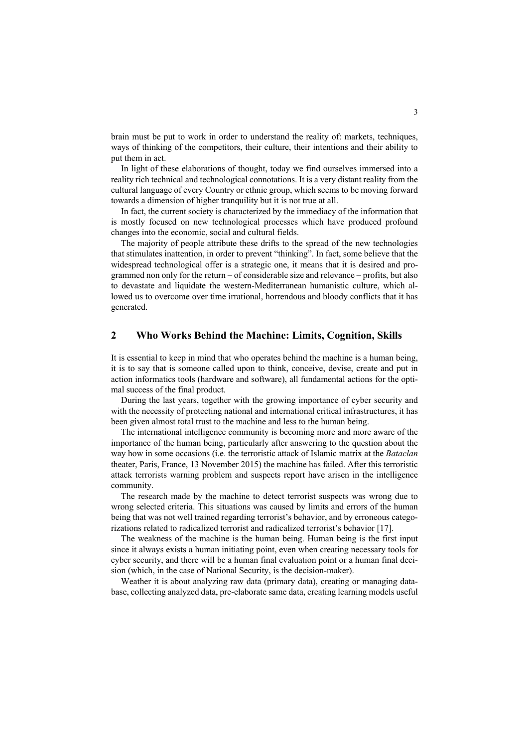brain must be put to work in order to understand the reality of: markets, techniques, ways of thinking of the competitors, their culture, their intentions and their ability to put them in act.

In light of these elaborations of thought, today we find ourselves immersed into a reality rich technical and technological connotations. It is a very distant reality from the cultural language of every Country or ethnic group, which seems to be moving forward towards a dimension of higher tranquility but it is not true at all.

In fact, the current society is characterized by the immediacy of the information that is mostly focused on new technological processes which have produced profound changes into the economic, social and cultural fields.

The majority of people attribute these drifts to the spread of the new technologies that stimulates inattention, in order to prevent "thinking". In fact, some believe that the widespread technological offer is a strategic one, it means that it is desired and programmed non only for the return – of considerable size and relevance – profits, but also to devastate and liquidate the western-Mediterranean humanistic culture, which allowed us to overcome over time irrational, horrendous and bloody conflicts that it has generated.

## 2 Who Works Behind the Machine: Limits, Cognition, Skills

It is essential to keep in mind that who operates behind the machine is a human being, it is to say that is someone called upon to think, conceive, devise, create and put in action informatics tools (hardware and software), all fundamental actions for the optimal success of the final product.

During the last years, together with the growing importance of cyber security and with the necessity of protecting national and international critical infrastructures, it has been given almost total trust to the machine and less to the human being.

The international intelligence community is becoming more and more aware of the importance of the human being, particularly after answering to the question about the way how in some occasions (i.e. the terroristic attack of Islamic matrix at the *Bataclan* theater, Paris, France, 13 November 2015) the machine has failed. After this terroristic attack terrorists warning problem and suspects report have arisen in the intelligence community.

The research made by the machine to detect terrorist suspects was wrong due to wrong selected criteria. This situations was caused by limits and errors of the human being that was not well trained regarding terrorist's behavior, and by erroneous categorizations related to radicalized terrorist and radicalized terrorist's behavior [17].

The weakness of the machine is the human being. Human being is the first input since it always exists a human initiating point, even when creating necessary tools for cyber security, and there will be a human final evaluation point or a human final decision (which, in the case of National Security, is the decision-maker).

Weather it is about analyzing raw data (primary data), creating or managing database, collecting analyzed data, pre-elaborate same data, creating learning models useful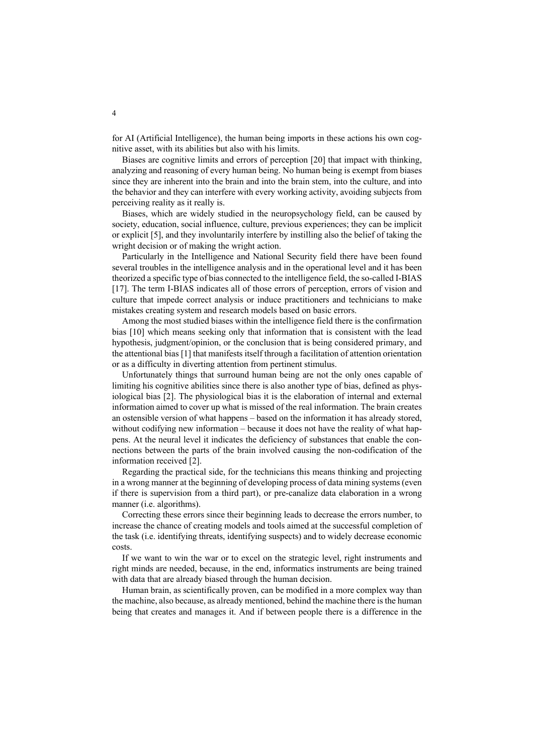for AI (Artificial Intelligence), the human being imports in these actions his own cognitive asset, with its abilities but also with his limits.

Biases are cognitive limits and errors of perception [20] that impact with thinking, analyzing and reasoning of every human being. No human being is exempt from biases since they are inherent into the brain and into the brain stem, into the culture, and into the behavior and they can interfere with every working activity, avoiding subjects from perceiving reality as it really is.

Biases, which are widely studied in the neuropsychology field, can be caused by society, education, social influence, culture, previous experiences; they can be implicit or explicit [5], and they involuntarily interfere by instilling also the belief of taking the wright decision or of making the wright action.

Particularly in the Intelligence and National Security field there have been found several troubles in the intelligence analysis and in the operational level and it has been theorized a specific type of bias connected to the intelligence field, the so-called I-BIAS [17]. The term I-BIAS indicates all of those errors of perception, errors of vision and culture that impede correct analysis or induce practitioners and technicians to make mistakes creating system and research models based on basic errors.

Among the most studied biases within the intelligence field there is the confirmation bias [10] which means seeking only that information that is consistent with the lead hypothesis, judgment/opinion, or the conclusion that is being considered primary, and the attentional bias [1] that manifests itself through a facilitation of attention orientation or as a difficulty in diverting attention from pertinent stimulus.

Unfortunately things that surround human being are not the only ones capable of limiting his cognitive abilities since there is also another type of bias, defined as physiological bias [2]. The physiological bias it is the elaboration of internal and external information aimed to cover up what is missed of the real information. The brain creates an ostensible version of what happens – based on the information it has already stored, without codifying new information – because it does not have the reality of what happens. At the neural level it indicates the deficiency of substances that enable the connections between the parts of the brain involved causing the non-codification of the information received [2].

Regarding the practical side, for the technicians this means thinking and projecting in a wrong manner at the beginning of developing process of data mining systems (even if there is supervision from a third part), or pre-canalize data elaboration in a wrong manner (i.e. algorithms).

Correcting these errors since their beginning leads to decrease the errors number, to increase the chance of creating models and tools aimed at the successful completion of the task (i.e. identifying threats, identifying suspects) and to widely decrease economic costs.

If we want to win the war or to excel on the strategic level, right instruments and right minds are needed, because, in the end, informatics instruments are being trained with data that are already biased through the human decision.

Human brain, as scientifically proven, can be modified in a more complex way than the machine, also because, as already mentioned, behind the machine there is the human being that creates and manages it. And if between people there is a difference in the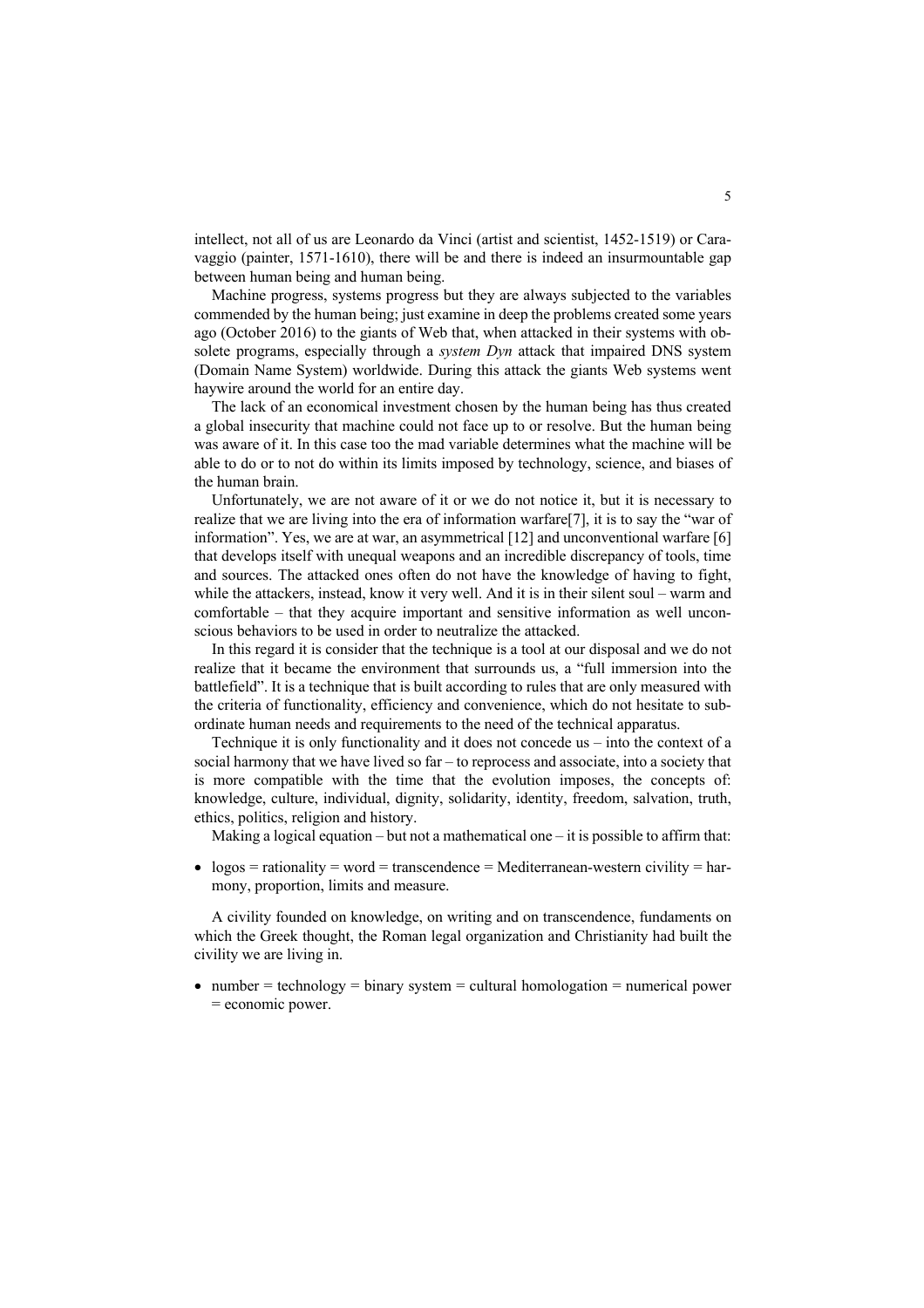intellect, not all of us are Leonardo da Vinci (artist and scientist, 1452-1519) or Caravaggio (painter, 1571-1610), there will be and there is indeed an insurmountable gap between human being and human being.

Machine progress, systems progress but they are always subjected to the variables commended by the human being; just examine in deep the problems created some years ago (October 2016) to the giants of Web that, when attacked in their systems with obsolete programs, especially through a *system Dyn* attack that impaired DNS system (Domain Name System) worldwide. During this attack the giants Web systems went haywire around the world for an entire day.

The lack of an economical investment chosen by the human being has thus created a global insecurity that machine could not face up to or resolve. But the human being was aware of it. In this case too the mad variable determines what the machine will be able to do or to not do within its limits imposed by technology, science, and biases of the human brain.

Unfortunately, we are not aware of it or we do not notice it, but it is necessary to realize that we are living into the era of information warfare[7], it is to say the "war of information". Yes, we are at war, an asymmetrical [12] and unconventional warfare [6] that develops itself with unequal weapons and an incredible discrepancy of tools, time and sources. The attacked ones often do not have the knowledge of having to fight, while the attackers, instead, know it very well. And it is in their silent soul – warm and comfortable – that they acquire important and sensitive information as well unconscious behaviors to be used in order to neutralize the attacked.

In this regard it is consider that the technique is a tool at our disposal and we do not realize that it became the environment that surrounds us, a "full immersion into the battlefield". It is a technique that is built according to rules that are only measured with the criteria of functionality, efficiency and convenience, which do not hesitate to subordinate human needs and requirements to the need of the technical apparatus.

Technique it is only functionality and it does not concede us – into the context of a social harmony that we have lived so far – to reprocess and associate, into a society that is more compatible with the time that the evolution imposes, the concepts of: knowledge, culture, individual, dignity, solidarity, identity, freedom, salvation, truth, ethics, politics, religion and history.

Making a logical equation – but not a mathematical one – it is possible to affirm that:

- logos = rationality = word = transcendence = Mediterranean-western civility = harmony, proportion, limits and measure.

A civility founded on knowledge, on writing and on transcendence, fundaments on which the Greek thought, the Roman legal organization and Christianity had built the civility we are living in.

- number = technology = binary system = cultural homologation = numerical power = economic power.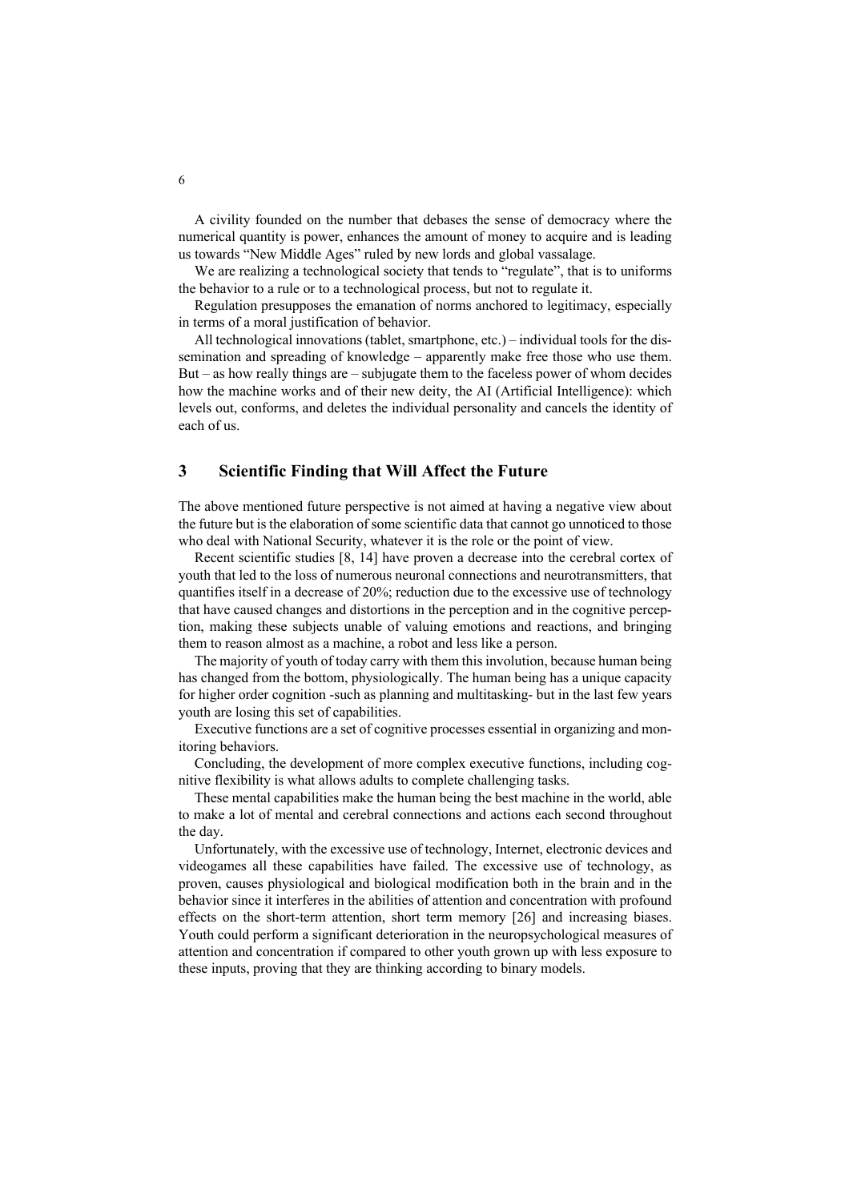A civility founded on the number that debases the sense of democracy where the numerical quantity is power, enhances the amount of money to acquire and is leading us towards "New Middle Ages" ruled by new lords and global vassalage.

We are realizing a technological society that tends to "regulate", that is to uniforms the behavior to a rule or to a technological process, but not to regulate it.

Regulation presupposes the emanation of norms anchored to legitimacy, especially in terms of a moral justification of behavior.

All technological innovations (tablet, smartphone, etc.) – individual tools for the dissemination and spreading of knowledge – apparently make free those who use them. But – as how really things are – subjugate them to the faceless power of whom decides how the machine works and of their new deity, the AI (Artificial Intelligence): which levels out, conforms, and deletes the individual personality and cancels the identity of each of us.

## 3 Scientific Finding that Will Affect the Future

The above mentioned future perspective is not aimed at having a negative view about the future but is the elaboration of some scientific data that cannot go unnoticed to those who deal with National Security, whatever it is the role or the point of view.

Recent scientific studies [8, 14] have proven a decrease into the cerebral cortex of youth that led to the loss of numerous neuronal connections and neurotransmitters, that quantifies itself in a decrease of 20%; reduction due to the excessive use of technology that have caused changes and distortions in the perception and in the cognitive perception, making these subjects unable of valuing emotions and reactions, and bringing them to reason almost as a machine, a robot and less like a person.

The majority of youth of today carry with them this involution, because human being has changed from the bottom, physiologically. The human being has a unique capacity for higher order cognition -such as planning and multitasking- but in the last few years youth are losing this set of capabilities.

Executive functions are a set of cognitive processes essential in organizing and monitoring behaviors.

Concluding, the development of more complex executive functions, including cognitive flexibility is what allows adults to complete challenging tasks.

These mental capabilities make the human being the best machine in the world, able to make a lot of mental and cerebral connections and actions each second throughout the day.

Unfortunately, with the excessive use of technology, Internet, electronic devices and videogames all these capabilities have failed. The excessive use of technology, as proven, causes physiological and biological modification both in the brain and in the behavior since it interferes in the abilities of attention and concentration with profound effects on the short-term attention, short term memory [26] and increasing biases. Youth could perform a significant deterioration in the neuropsychological measures of attention and concentration if compared to other youth grown up with less exposure to these inputs, proving that they are thinking according to binary models.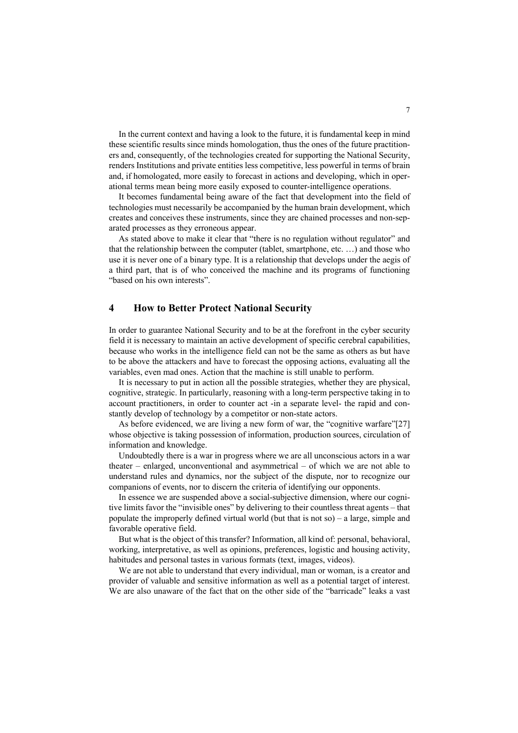In the current context and having a look to the future, it is fundamental keep in mind these scientific results since minds homologation, thus the ones of the future practitioners and, consequently, of the technologies created for supporting the National Security, renders Institutions and private entities less competitive, less powerful in terms of brain and, if homologated, more easily to forecast in actions and developing, which in operational terms mean being more easily exposed to counter-intelligence operations.

It becomes fundamental being aware of the fact that development into the field of technologies must necessarily be accompanied by the human brain development, which creates and conceives these instruments, since they are chained processes and non-separated processes as they erroneous appear.

As stated above to make it clear that "there is no regulation without regulator" and that the relationship between the computer (tablet, smartphone, etc. …) and those who use it is never one of a binary type. It is a relationship that develops under the aegis of a third part, that is of who conceived the machine and its programs of functioning "based on his own interests".

## 4 How to Better Protect National Security

In order to guarantee National Security and to be at the forefront in the cyber security field it is necessary to maintain an active development of specific cerebral capabilities, because who works in the intelligence field can not be the same as others as but have to be above the attackers and have to forecast the opposing actions, evaluating all the variables, even mad ones. Action that the machine is still unable to perform.

It is necessary to put in action all the possible strategies, whether they are physical, cognitive, strategic. In particularly, reasoning with a long-term perspective taking in to account practitioners, in order to counter act -in a separate level- the rapid and constantly develop of technology by a competitor or non-state actors.

As before evidenced, we are living a new form of war, the "cognitive warfare"[27] whose objective is taking possession of information, production sources, circulation of information and knowledge.

Undoubtedly there is a war in progress where we are all unconscious actors in a war theater – enlarged, unconventional and asymmetrical – of which we are not able to understand rules and dynamics, nor the subject of the dispute, nor to recognize our companions of events, nor to discern the criteria of identifying our opponents.

In essence we are suspended above a social-subjective dimension, where our cognitive limits favor the "invisible ones" by delivering to their countless threat agents – that populate the improperly defined virtual world (but that is not so) – a large, simple and favorable operative field.

But what is the object of this transfer? Information, all kind of: personal, behavioral, working, interpretative, as well as opinions, preferences, logistic and housing activity, habitudes and personal tastes in various formats (text, images, videos).

We are not able to understand that every individual, man or woman, is a creator and provider of valuable and sensitive information as well as a potential target of interest. We are also unaware of the fact that on the other side of the "barricade" leaks a vast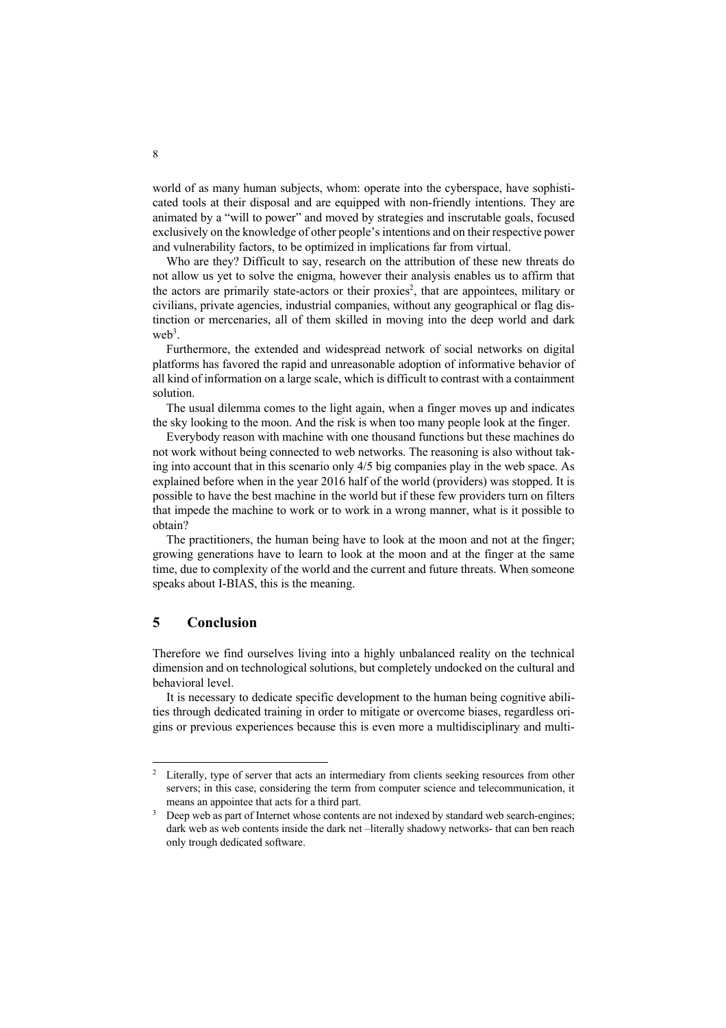world of as many human subjects, whom: operate into the cyberspace, have sophisticated tools at their disposal and are equipped with non-friendly intentions. They are animated by a "will to power" and moved by strategies and inscrutable goals, focused exclusively on the knowledge of other people's intentions and on their respective power and vulnerability factors, to be optimized in implications far from virtual.

Who are they? Difficult to say, research on the attribution of these new threats do not allow us yet to solve the enigma, however their analysis enables us to affirm that the actors are primarily state-actors or their proxies[2], that are appointees, military or civilians, private agencies, industrial companies, without any geographical or flag distinction or mercenaries, all of them skilled in moving into the deep world and dark web[3].

Furthermore, the extended and widespread network of social networks on digital platforms has favored the rapid and unreasonable adoption of informative behavior of all kind of information on a large scale, which is difficult to contrast with a containment solution.

The usual dilemma comes to the light again, when a finger moves up and indicates the sky looking to the moon. And the risk is when too many people look at the finger.

Everybody reason with machine with one thousand functions but these machines do not work without being connected to web networks. The reasoning is also without taking into account that in this scenario only 4/5 big companies play in the web space. As explained before when in the year 2016 half of the world (providers) was stopped. It is possible to have the best machine in the world but if these few providers turn on filters that impede the machine to work or to work in a wrong manner, what is it possible to obtain?

The practitioners, the human being have to look at the moon and not at the finger; growing generations have to learn to look at the moon and at the finger at the same time, due to complexity of the world and the current and future threats. When someone speaks about I-BIAS, this is the meaning.

## 5 Conclusion

Therefore we find ourselves living into a highly unbalanced reality on the technical dimension and on technological solutions, but completely undocked on the cultural and behavioral level.

It is necessary to dedicate specific development to the human being cognitive abilities through dedicated training in order to mitigate or overcome biases, regardless origins or previous experiences because this is even more a multidisciplinary and multi-

---

[2] Literally, type of server that acts an intermediary from clients seeking resources from other servers; in this case, considering the term from computer science and telecommunication, it means an appointee that acts for a third part.

[3] Deep web as part of Internet whose contents are not indexed by standard web search-engines; dark web as web contents inside the dark net –literally shadowy networks- that can ben reach only trough dedicated software.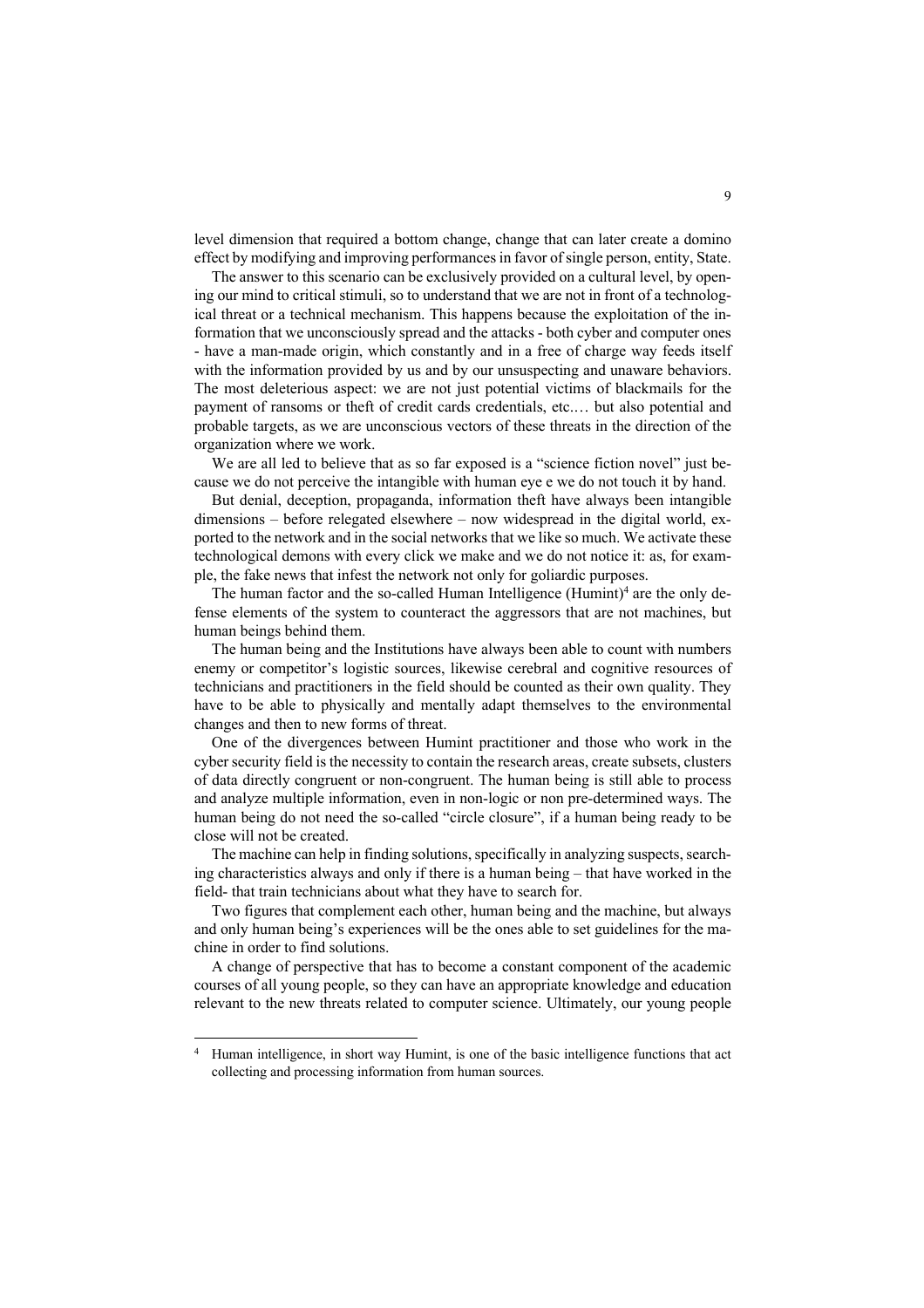level dimension that required a bottom change, change that can later create a domino effect by modifying and improving performances in favor of single person, entity, State.

The answer to this scenario can be exclusively provided on a cultural level, by opening our mind to critical stimuli, so to understand that we are not in front of a technological threat or a technical mechanism. This happens because the exploitation of the information that we unconsciously spread and the attacks - both cyber and computer ones - have a man-made origin, which constantly and in a free of charge way feeds itself with the information provided by us and by our unsuspecting and unaware behaviors. The most deleterious aspect: we are not just potential victims of blackmails for the payment of ransoms or theft of credit cards credentials, etc.… but also potential and probable targets, as we are unconscious vectors of these threats in the direction of the organization where we work.

We are all led to believe that as so far exposed is a "science fiction novel" just because we do not perceive the intangible with human eye e we do not touch it by hand.

But denial, deception, propaganda, information theft have always been intangible dimensions – before relegated elsewhere – now widespread in the digital world, exported to the network and in the social networks that we like so much. We activate these technological demons with every click we make and we do not notice it: as, for example, the fake news that infest the network not only for goliardic purposes.

The human factor and the so-called Human Intelligence (Humint)[4] are the only defense elements of the system to counteract the aggressors that are not machines, but human beings behind them.

The human being and the Institutions have always been able to count with numbers enemy or competitor's logistic sources, likewise cerebral and cognitive resources of technicians and practitioners in the field should be counted as their own quality. They have to be able to physically and mentally adapt themselves to the environmental changes and then to new forms of threat.

One of the divergences between Humint practitioner and those who work in the cyber security field is the necessity to contain the research areas, create subsets, clusters of data directly congruent or non-congruent. The human being is still able to process and analyze multiple information, even in non-logic or non pre-determined ways. The human being do not need the so-called "circle closure", if a human being ready to be close will not be created.

The machine can help in finding solutions, specifically in analyzing suspects, searching characteristics always and only if there is a human being – that have worked in the field- that train technicians about what they have to search for.

Two figures that complement each other, human being and the machine, but always and only human being's experiences will be the ones able to set guidelines for the machine in order to find solutions.

A change of perspective that has to become a constant component of the academic courses of all young people, so they can have an appropriate knowledge and education relevant to the new threats related to computer science. Ultimately, our young people

[4] Human intelligence, in short way Humint, is one of the basic intelligence functions that act collecting and processing information from human sources.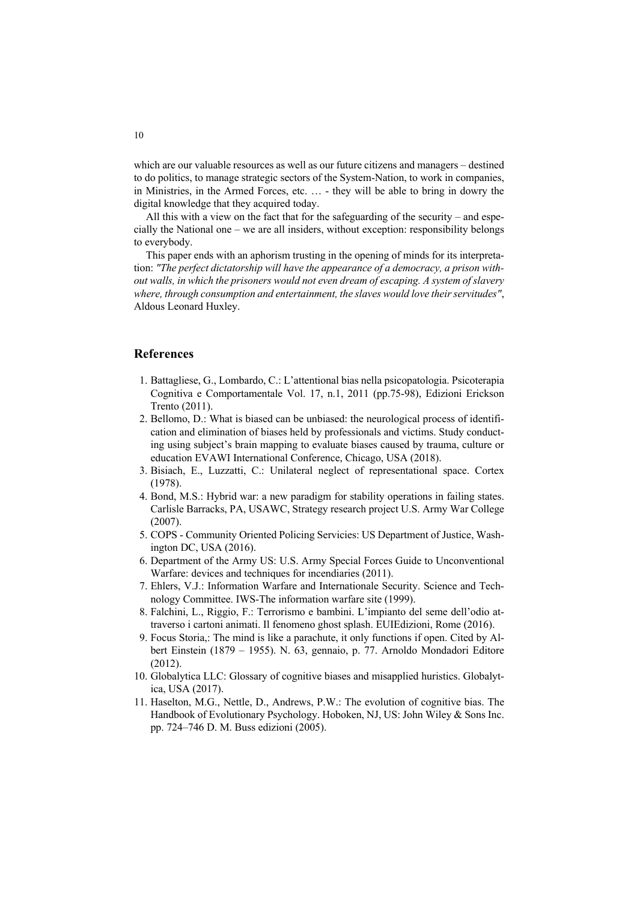which are our valuable resources as well as our future citizens and managers – destined to do politics, to manage strategic sectors of the System-Nation, to work in companies, in Ministries, in the Armed Forces, etc. … - they will be able to bring in dowry the digital knowledge that they acquired today.

All this with a view on the fact that for the safeguarding of the security – and especially the National one – we are all insiders, without exception: responsibility belongs to everybody.

This paper ends with an aphorism trusting in the opening of minds for its interpretation: *"The perfect dictatorship will have the appearance of a democracy, a prison without walls, in which the prisoners would not even dream of escaping. A system of slavery where, through consumption and entertainment, the slaves would love their servitudes"*, Aldous Leonard Huxley.

## References

1. Battagliese, G., Lombardo, C.: L'attentional bias nella psicopatologia. Psicoterapia Cognitiva e Comportamentale Vol. 17, n.1, 2011 (pp.75-98), Edizioni Erickson Trento (2011).
2. Bellomo, D.: What is biased can be unbiased: the neurological process of identification and elimination of biases held by professionals and victims. Study conducting using subject's brain mapping to evaluate biases caused by trauma, culture or education EVAWI International Conference, Chicago, USA (2018).
3. Bisiach, E., Luzzatti, C.: Unilateral neglect of representational space. Cortex (1978).
4. Bond, M.S.: Hybrid war: a new paradigm for stability operations in failing states. Carlisle Barracks, PA, USAWC, Strategy research project U.S. Army War College (2007).
5. COPS - Community Oriented Policing Servicies: US Department of Justice, Washington DC, USA (2016).
6. Department of the Army US: U.S. Army Special Forces Guide to Unconventional Warfare: devices and techniques for incendiaries (2011).
7. Ehlers, V.J.: Information Warfare and Internationale Security. Science and Technology Committee. IWS-The information warfare site (1999).
8. Falchini, L., Riggio, F.: Terrorismo e bambini. L'impianto del seme dell'odio attraverso i cartoni animati. Il fenomeno ghost splash. EUIEdizioni, Rome (2016).
9. Focus Storia,: The mind is like a parachute, it only functions if open. Cited by Albert Einstein (1879 – 1955). N. 63, gennaio, p. 77. Arnoldo Mondadori Editore (2012).
10. Globalytica LLC: Glossary of cognitive biases and misapplied huristics. Globalytica, USA (2017).
11. Haselton, M.G., Nettle, D., Andrews, P.W.: The evolution of cognitive bias. The Handbook of Evolutionary Psychology. Hoboken, NJ, US: John Wiley & Sons Inc. pp. 724–746 D. M. Buss edizioni (2005).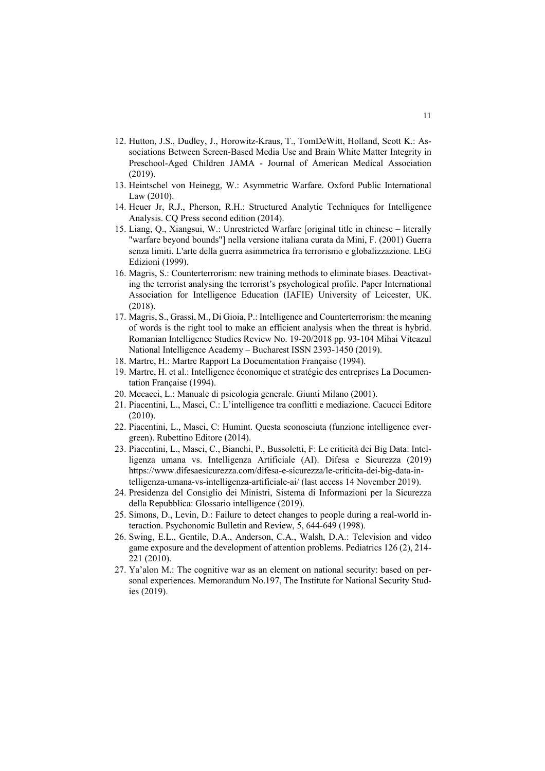12. Hutton, J.S., Dudley, J., Horowitz-Kraus, T., TomDeWitt, Holland, Scott K.: Associations Between Screen-Based Media Use and Brain White Matter Integrity in Preschool-Aged Children JAMA - Journal of American Medical Association (2019).
13. Heintschel von Heinegg, W.: Asymmetric Warfare. Oxford Public International Law (2010).
14. Heuer Jr, R.J., Pherson, R.H.: Structured Analytic Techniques for Intelligence Analysis. CQ Press second edition (2014).
15. Liang, Q., Xiangsui, W.: Unrestricted Warfare [original title in chinese – literally "warfare beyond bounds"] nella versione italiana curata da Mini, F. (2001) Guerra senza limiti. L'arte della guerra asimmetrica fra terrorismo e globalizzazione. LEG Edizioni (1999).
16. Magris, S.: Counterterrorism: new training methods to eliminate biases. Deactivating the terrorist analysing the terrorist's psychological profile. Paper International Association for Intelligence Education (IAFIE) University of Leicester, UK. (2018).
17. Magris, S., Grassi, M., Di Gioia, P.: Intelligence and Counterterrorism: the meaning of words is the right tool to make an efficient analysis when the threat is hybrid. Romanian Intelligence Studies Review No. 19-20/2018 pp. 93-104 Mihai Viteazul National Intelligence Academy – Bucharest ISSN 2393-1450 (2019).
18. Martre, H.: Martre Rapport La Documentation Française (1994).
19. Martre, H. et al.: Intelligence économique et stratégie des entreprises La Documentation Française (1994).
20. Mecacci, L.: Manuale di psicologia generale. Giunti Milano (2001).
21. Piacentini, L., Masci, C.: L'intelligence tra conflitti e mediazione. Cacucci Editore (2010).
22. Piacentini, L., Masci, C: Humint. Questa sconosciuta (funzione intelligence evergreen). Rubettino Editore (2014).
23. Piacentini, L., Masci, C., Bianchi, P., Bussoletti, F: Le criticità dei Big Data: Intelligenza umana vs. Intelligenza Artificiale (AI). Difesa e Sicurezza (2019) https://www.difesaesicurezza.com/difesa-e-sicurezza/le-criticita-dei-big-data-intelligenza-umana-vs-intelligenza-artificiale-ai/ (last access 14 November 2019).
24. Presidenza del Consiglio dei Ministri, Sistema di Informazioni per la Sicurezza della Repubblica: Glossario intelligence (2019).
25. Simons, D., Levin, D.: Failure to detect changes to people during a real-world interaction. Psychonomic Bulletin and Review, 5, 644-649 (1998).
26. Swing, E.L., Gentile, D.A., Anderson, C.A., Walsh, D.A.: Television and video game exposure and the development of attention problems. Pediatrics 126 (2), 214-221 (2010).
27. Ya'alon M.: The cognitive war as an element on national security: based on personal experiences. Memorandum No.197, The Institute for National Security Studies (2019).